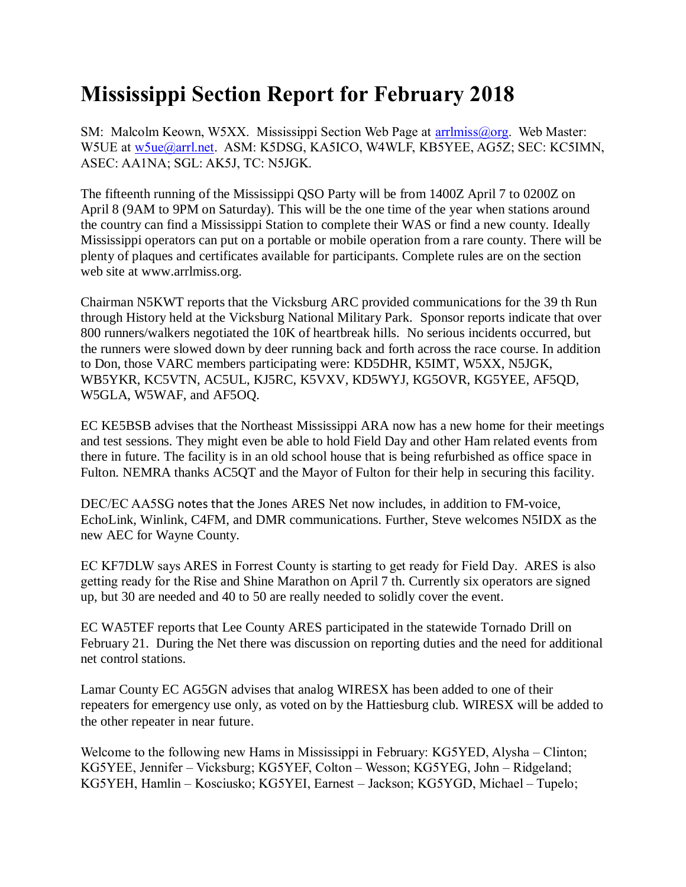# Mississippi Section Report for February 2018

SM: Malcolm Keown, W5XX. Mississippi Section Web Page at arrlmiss@org. Web Master: W5UE at w5ue@arrl.net. ASM: K5DSG, KA5ICO, W4WLF, KB5YEE, AG5Z; SEC: KC5IMN, ASEC: AA1NA; SGL: AK5J, TC: N5JGK.

The fifteenth running of the Mississippi QSO Party will be from 1400Z April 7 to 0200Z on April 8 (9AM to 9PM on Saturday). This will be the one time of the year when stations around the country can find a Mississippi Station to complete their WAS or find a new county. Ideally Mississippi operators can put on a portable or mobile operation from a rare county. There will be plenty of plaques and certificates available for participants. Complete rules are on the section web site at www.arrlmiss.org.

Chairman N5KWT reports that the Vicksburg ARC provided communications for the 39 th Run through History held at the Vicksburg National Military Park. Sponsor reports indicate that over 800 runners/walkers negotiated the 10K of heartbreak hills. No serious incidents occurred, but the runners were slowed down by deer running back and forth across the race course. In addition to Don, those VARC members participating were: KD5DHR, K5IMT, W5XX, N5JGK, WB5YKR, KC5VTN, AC5UL, KJ5RC, K5VXV, KD5WYJ, KG5OVR, KG5YEE, AF5QD, W5GLA, W5WAF, and AF5OQ.

EC KE5BSB advises that the Northeast Mississippi ARA now has a new home for their meetings and test sessions. They might even be able to hold Field Day and other Ham related events from there in future. The facility is in an old school house that is being refurbished as office space in Fulton. NEMRA thanks AC5QT and the Mayor of Fulton for their help in securing this facility.

DEC/EC AA5SG notes that the Jones ARES Net now includes, in addition to FM-voice, EchoLink, Winlink, C4FM, and DMR communications. Further, Steve welcomes N5IDX as the new AEC for Wayne County.

EC KF7DLW says ARES in Forrest County is starting to get ready for Field Day. ARES is also getting ready for the Rise and Shine Marathon on April 7 th. Currently six operators are signed up, but 30 are needed and 40 to 50 are really needed to solidly cover the event.

EC WA5TEF reports that Lee County ARES participated in the statewide Tornado Drill on February 21. During the Net there was discussion on reporting duties and the need for additional net control stations.

Lamar County EC AG5GN advises that analog WIRESX has been added to one of their repeaters for emergency use only, as voted on by the Hattiesburg club. WIRESX will be added to the other repeater in near future.

Welcome to the following new Hams in Mississippi in February: KG5YED, Alysha – Clinton; KG5YEE, Jennifer – Vicksburg; KG5YEF, Colton – Wesson; KG5YEG, John – Ridgeland; KG5YEH, Hamlin – Kosciusko; KG5YEI, Earnest – Jackson; KG5YGD, Michael – Tupelo;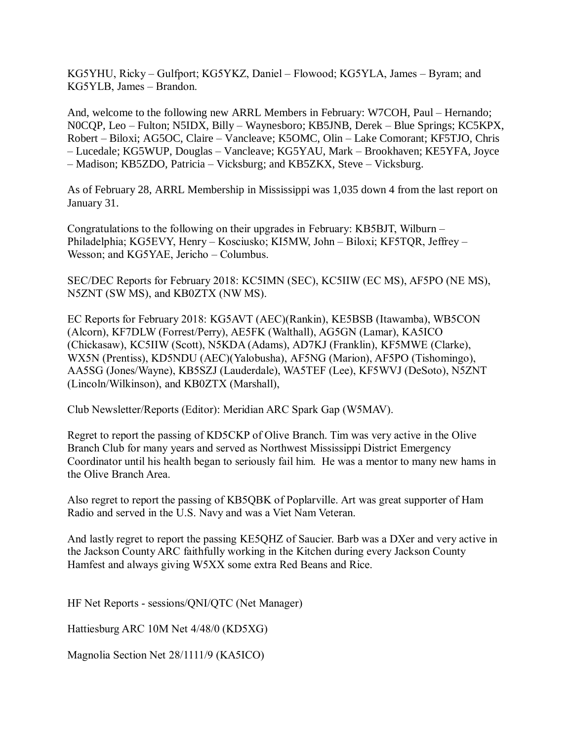KG5YHU, Ricky – Gulfport; KG5YKZ, Daniel – Flowood; KG5YLA, James – Byram; and KG5YLB, James – Brandon.

And, welcome to the following new ARRL Members in February: W7COH, Paul – Hernando; N0CQP, Leo – Fulton; N5IDX, Billy – Waynesboro; KB5JNB, Derek – Blue Springs; KC5KPX, Robert – Biloxi; AG5OC, Claire – Vancleave; K5OMC, Olin – Lake Comorant; KF5TJO, Chris – Lucedale; KG5WUP, Douglas – Vancleave; KG5YAU, Mark – Brookhaven; KE5YFA, Joyce – Madison; KB5ZDO, Patricia – Vicksburg; and KB5ZKX, Steve – Vicksburg.

As of February 28, ARRL Membership in Mississippi was 1,035 down 4 from the last report on January 31.

Congratulations to the following on their upgrades in February: KB5BJT, Wilburn – Philadelphia; KG5EVY, Henry – Kosciusko; KI5MW, John – Biloxi; KF5TQR, Jeffrey – Wesson; and KG5YAE, Jericho – Columbus.

SEC/DEC Reports for February 2018: KC5IMN (SEC), KC5IIW (EC MS), AF5PO (NE MS), N5ZNT (SW MS), and KB0ZTX (NW MS).

EC Reports for February 2018: KG5AVT (AEC)(Rankin), KE5BSB (Itawamba), WB5CON (Alcorn), KF7DLW (Forrest/Perry), AE5FK (Walthall), AG5GN (Lamar), KA5ICO (Chickasaw), KC5IIW (Scott), N5KDA (Adams), AD7KJ (Franklin), KF5MWE (Clarke), WX5N (Prentiss), KD5NDU (AEC)(Yalobusha), AF5NG (Marion), AF5PO (Tishomingo), AA5SG (Jones/Wayne), KB5SZJ (Lauderdale), WA5TEF (Lee), KF5WVJ (DeSoto), N5ZNT (Lincoln/Wilkinson), and KB0ZTX (Marshall),

Club Newsletter/Reports (Editor): Meridian ARC Spark Gap (W5MAV).

Regret to report the passing of KD5CKP of Olive Branch. Tim was very active in the Olive Branch Club for many years and served as Northwest Mississippi District Emergency Coordinator until his health began to seriously fail him. He was a mentor to many new hams in the Olive Branch Area.

Also regret to report the passing of KB5QBK of Poplarville. Art was great supporter of Ham Radio and served in the U.S. Navy and was a Viet Nam Veteran.

And lastly regret to report the passing KE5QHZ of Saucier. Barb was a DXer and very active in the Jackson County ARC faithfully working in the Kitchen during every Jackson County Hamfest and always giving W5XX some extra Red Beans and Rice.

HF Net Reports - sessions/QNI/QTC (Net Manager)

Hattiesburg ARC 10M Net 4/48/0 (KD5XG)

Magnolia Section Net 28/1111/9 (KA5ICO)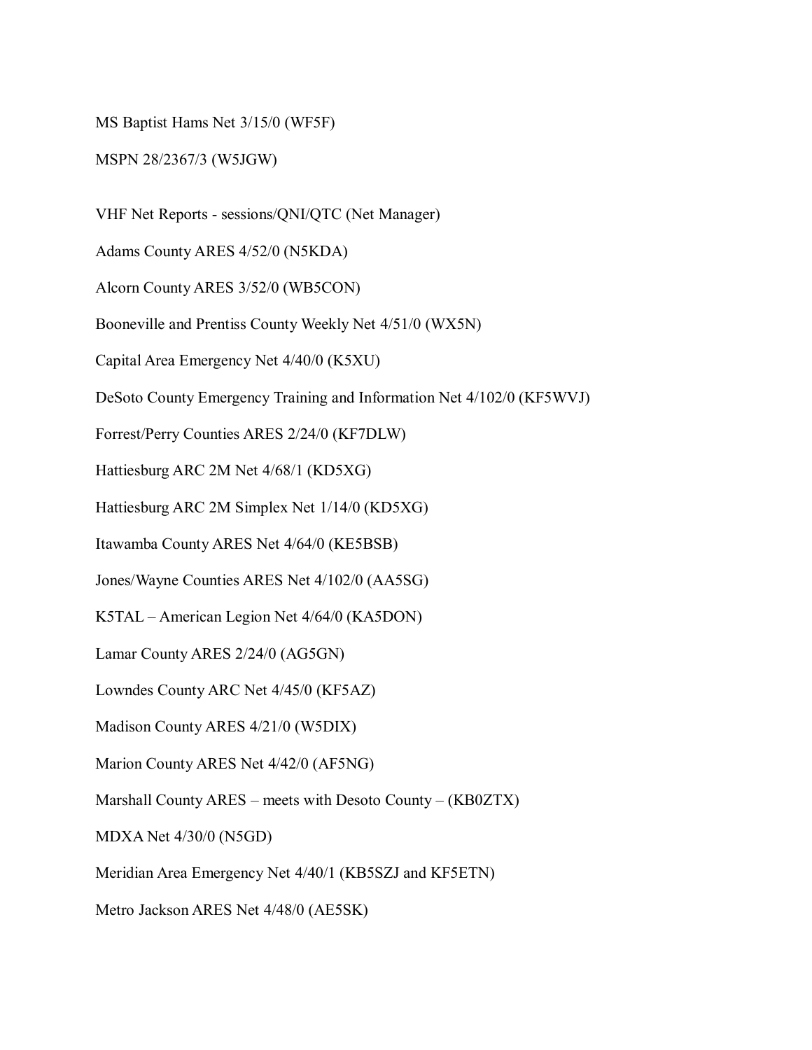MS Baptist Hams Net 3/15/0 (WF5F)

MSPN 28/2367/3 (W5JGW)

VHF Net Reports - sessions/QNI/QTC (Net Manager)

Adams County ARES 4/52/0 (N5KDA)

Alcorn County ARES 3/52/0 (WB5CON)

Booneville and Prentiss County Weekly Net 4/51/0 (WX5N)

Capital Area Emergency Net 4/40/0 (K5XU)

DeSoto County Emergency Training and Information Net 4/102/0 (KF5WVJ)

Forrest/Perry Counties ARES 2/24/0 (KF7DLW)

Hattiesburg ARC 2M Net 4/68/1 (KD5XG)

Hattiesburg ARC 2M Simplex Net 1/14/0 (KD5XG)

Itawamba County ARES Net 4/64/0 (KE5BSB)

Jones/Wayne Counties ARES Net 4/102/0 (AA5SG)

K5TAL – American Legion Net 4/64/0 (KA5DON)

Lamar County ARES 2/24/0 (AG5GN)

Lowndes County ARC Net 4/45/0 (KF5AZ)

Madison County ARES 4/21/0 (W5DIX)

Marion County ARES Net 4/42/0 (AF5NG)

Marshall County ARES – meets with Desoto County – (KB0ZTX)

MDXA Net 4/30/0 (N5GD)

Meridian Area Emergency Net 4/40/1 (KB5SZJ and KF5ETN)

Metro Jackson ARES Net 4/48/0 (AE5SK)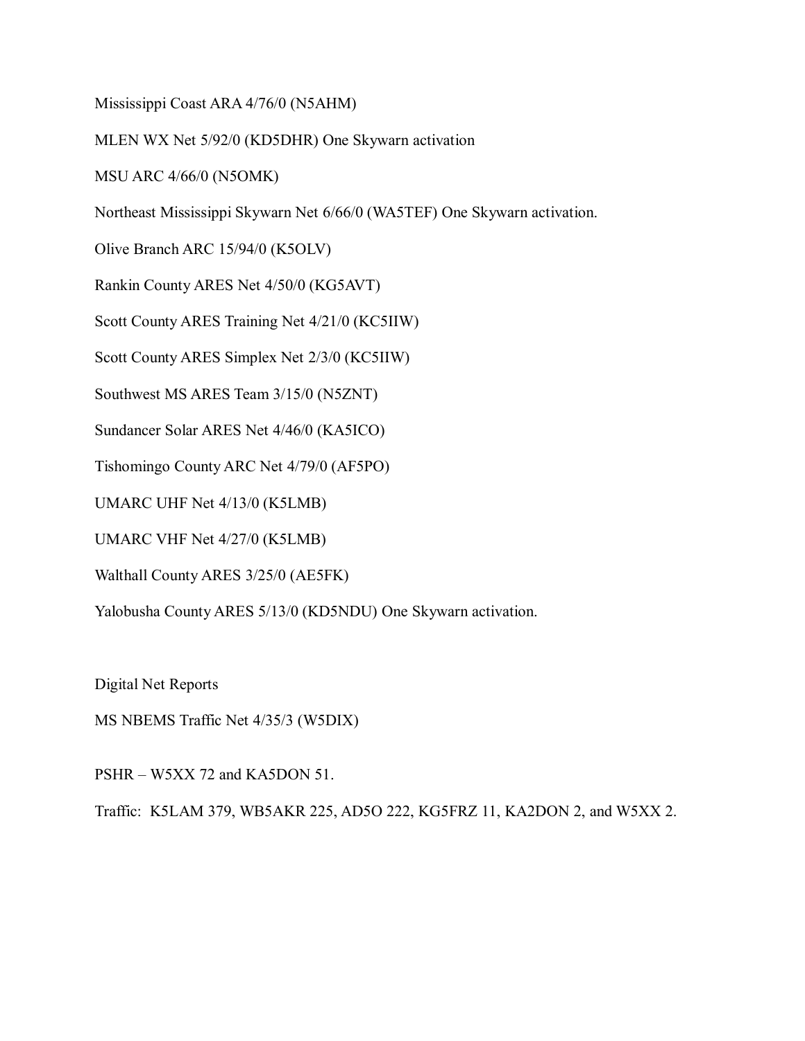Mississippi Coast ARA 4/76/0 (N5AHM)

MLEN WX Net 5/92/0 (KD5DHR) One Skywarn activation

MSU ARC 4/66/0 (N5OMK)

Northeast Mississippi Skywarn Net 6/66/0 (WA5TEF) One Skywarn activation.

Olive Branch ARC 15/94/0 (K5OLV)

Rankin County ARES Net 4/50/0 (KG5AVT)

Scott County ARES Training Net 4/21/0 (KC5IIW)

Scott County ARES Simplex Net 2/3/0 (KC5IIW)

Southwest MS ARES Team 3/15/0 (N5ZNT)

Sundancer Solar ARES Net 4/46/0 (KA5ICO)

Tishomingo County ARC Net 4/79/0 (AF5PO)

UMARC UHF Net 4/13/0 (K5LMB)

UMARC VHF Net 4/27/0 (K5LMB)

Walthall County ARES 3/25/0 (AE5FK)

Yalobusha County ARES 5/13/0 (KD5NDU) One Skywarn activation.

Digital Net Reports

MS NBEMS Traffic Net 4/35/3 (W5DIX)

PSHR – W5XX 72 and KA5DON 51.

Traffic: K5LAM 379, WB5AKR 225, AD5O 222, KG5FRZ 11, KA2DON 2, and W5XX 2.